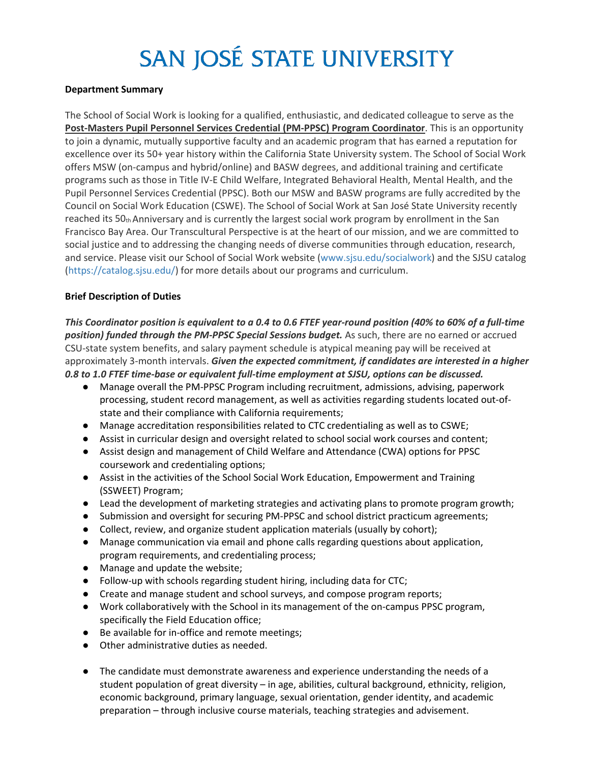# SAN JOSÉ STATE UNIVERSITY

**Department Summary**

The School of Social Work is looking for a qualified, enthusiastic, and dedicated colleague to serve as the **Post-Masters Pupil Personnel Services Credential (PM-PPSC) Program Coordinator**. This is an opportunity to join a dynamic, mutually supportive faculty and an academic program that has earned a reputation for excellence over its 50+ year history within the California State University system. The School of Social Work offers MSW (on-campus and hybrid/online) and BASW degrees, and additional training and certificate programs such as those in Title IV-E Child Welfare, Integrated Behavioral Health, Mental Health, and the Pupil Personnel Services Credential (PPSC). Both our MSW and BASW programs are fully accredited by the Council on Social Work Education (CSWE). The School of Social Work at San José State University recently reached its 50th Anniversary and is currently the largest social work program by enrollment in the San Francisco Bay Area. Our Transcultural Perspective is at the heart of our mission, and we are committed to social justice and to addressing the changing needs of diverse communities through education, research, and service. Please visit our School of Social Work website (www.sjsu.edu/socialwork) and the SJSU catalog (https://catalog.sjsu.edu/) for more details about our programs and curriculum.

**Brief Description of Duties**

***This Coordinator position is equivalent to a 0.4 to 0.6 FTEF year-round position (40% to 60% of a full-time position) funded through the PM-PPSC Special Sessions budget.*** As such, there are no earned or accrued CSU-state system benefits, and salary payment schedule is atypical meaning pay will be received at approximately 3-month intervals. ***Given the expected commitment, if candidates are interested in a higher 0.8 to 1.0 FTEF time-base or equivalent full-time employment at SJSU, options can be discussed.***

- Manage overall the PM-PPSC Program including recruitment, admissions, advising, paperwork processing, student record management, as well as activities regarding students located out-of-state and their compliance with California requirements;
- Manage accreditation responsibilities related to CTC credentialing as well as to CSWE;
- Assist in curricular design and oversight related to school social work courses and content;
- Assist design and management of Child Welfare and Attendance (CWA) options for PPSC coursework and credentialing options;
- Assist in the activities of the School Social Work Education, Empowerment and Training (SSWEET) Program;
- Lead the development of marketing strategies and activating plans to promote program growth;
- Submission and oversight for securing PM-PPSC and school district practicum agreements;
- Collect, review, and organize student application materials (usually by cohort);
- Manage communication via email and phone calls regarding questions about application, program requirements, and credentialing process;
- Manage and update the website;
- Follow-up with schools regarding student hiring, including data for CTC;
- Create and manage student and school surveys, and compose program reports;
- Work collaboratively with the School in its management of the on-campus PPSC program, specifically the Field Education office;
- Be available for in-office and remote meetings;
- Other administrative duties as needed.

- The candidate must demonstrate awareness and experience understanding the needs of a student population of great diversity – in age, abilities, cultural background, ethnicity, religion, economic background, primary language, sexual orientation, gender identity, and academic preparation – through inclusive course materials, teaching strategies and advisement.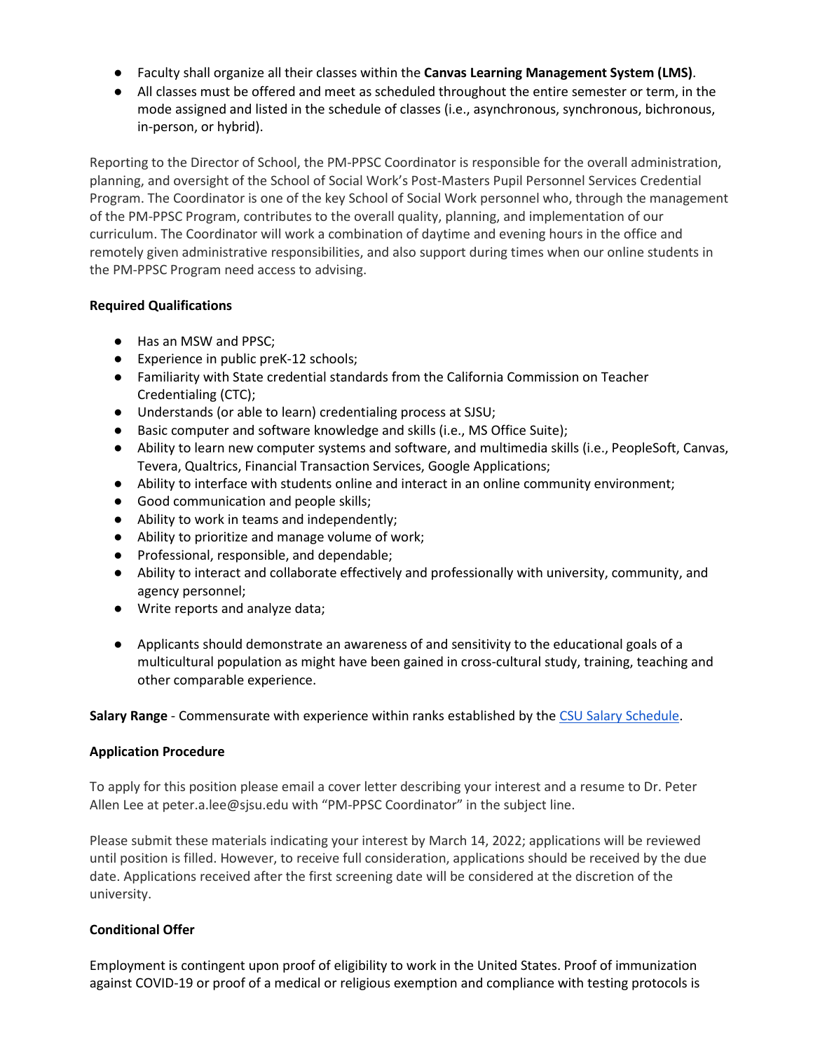- Faculty shall organize all their classes within the **Canvas Learning Management System (LMS)**.
- All classes must be offered and meet as scheduled throughout the entire semester or term, in the mode assigned and listed in the schedule of classes (i.e., asynchronous, synchronous, bichronous, in-person, or hybrid).

Reporting to the Director of School, the PM-PPSC Coordinator is responsible for the overall administration, planning, and oversight of the School of Social Work's Post-Masters Pupil Personnel Services Credential Program. The Coordinator is one of the key School of Social Work personnel who, through the management of the PM-PPSC Program, contributes to the overall quality, planning, and implementation of our curriculum. The Coordinator will work a combination of daytime and evening hours in the office and remotely given administrative responsibilities, and also support during times when our online students in the PM-PPSC Program need access to advising.

**Required Qualifications**

- Has an MSW and PPSC;
- Experience in public preK-12 schools;
- Familiarity with State credential standards from the California Commission on Teacher Credentialing (CTC);
- Understands (or able to learn) credentialing process at SJSU;
- Basic computer and software knowledge and skills (i.e., MS Office Suite);
- Ability to learn new computer systems and software, and multimedia skills (i.e., PeopleSoft, Canvas, Tevera, Qualtrics, Financial Transaction Services, Google Applications;
- Ability to interface with students online and interact in an online community environment;
- Good communication and people skills;
- Ability to work in teams and independently;
- Ability to prioritize and manage volume of work;
- Professional, responsible, and dependable;
- Ability to interact and collaborate effectively and professionally with university, community, and agency personnel;
- Write reports and analyze data;
- Applicants should demonstrate an awareness of and sensitivity to the educational goals of a multicultural population as might have been gained in cross-cultural study, training, teaching and other comparable experience.

**Salary Range** - Commensurate with experience within ranks established by the CSU Salary Schedule.

**Application Procedure**

To apply for this position please email a cover letter describing your interest and a resume to Dr. Peter Allen Lee at peter.a.lee@sjsu.edu with "PM-PPSC Coordinator" in the subject line.

Please submit these materials indicating your interest by March 14, 2022; applications will be reviewed until position is filled. However, to receive full consideration, applications should be received by the due date. Applications received after the first screening date will be considered at the discretion of the university.

**Conditional Offer**

Employment is contingent upon proof of eligibility to work in the United States. Proof of immunization against COVID-19 or proof of a medical or religious exemption and compliance with testing protocols is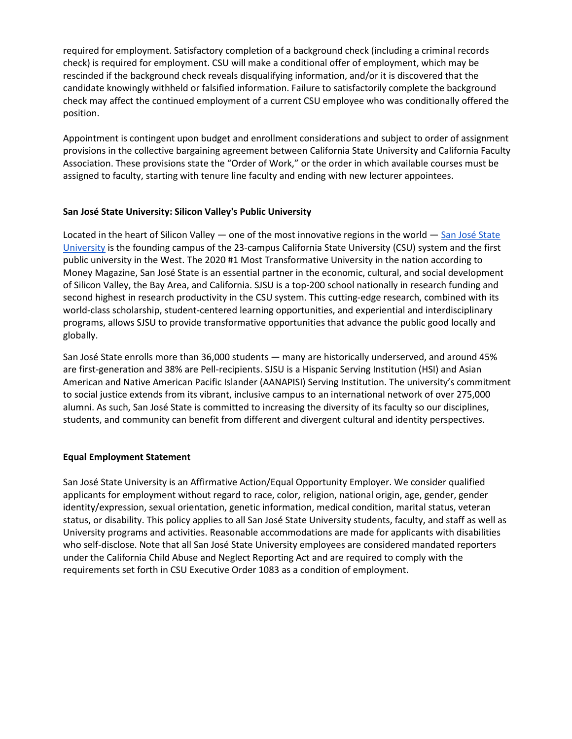required for employment. Satisfactory completion of a background check (including a criminal records check) is required for employment. CSU will make a conditional offer of employment, which may be rescinded if the background check reveals disqualifying information, and/or it is discovered that the candidate knowingly withheld or falsified information. Failure to satisfactorily complete the background check may affect the continued employment of a current CSU employee who was conditionally offered the position.

Appointment is contingent upon budget and enrollment considerations and subject to order of assignment provisions in the collective bargaining agreement between California State University and California Faculty Association. These provisions state the "Order of Work," or the order in which available courses must be assigned to faculty, starting with tenure line faculty and ending with new lecturer appointees.

**San José State University: Silicon Valley's Public University**

Located in the heart of Silicon Valley — one of the most innovative regions in the world — San José State University is the founding campus of the 23-campus California State University (CSU) system and the first public university in the West. The 2020 #1 Most Transformative University in the nation according to Money Magazine, San José State is an essential partner in the economic, cultural, and social development of Silicon Valley, the Bay Area, and California. SJSU is a top-200 school nationally in research funding and second highest in research productivity in the CSU system. This cutting-edge research, combined with its world-class scholarship, student-centered learning opportunities, and experiential and interdisciplinary programs, allows SJSU to provide transformative opportunities that advance the public good locally and globally.

San José State enrolls more than 36,000 students — many are historically underserved, and around 45% are first-generation and 38% are Pell-recipients. SJSU is a Hispanic Serving Institution (HSI) and Asian American and Native American Pacific Islander (AANAPISI) Serving Institution. The university's commitment to social justice extends from its vibrant, inclusive campus to an international network of over 275,000 alumni. As such, San José State is committed to increasing the diversity of its faculty so our disciplines, students, and community can benefit from different and divergent cultural and identity perspectives.

**Equal Employment Statement**

San José State University is an Affirmative Action/Equal Opportunity Employer. We consider qualified applicants for employment without regard to race, color, religion, national origin, age, gender, gender identity/expression, sexual orientation, genetic information, medical condition, marital status, veteran status, or disability. This policy applies to all San José State University students, faculty, and staff as well as University programs and activities. Reasonable accommodations are made for applicants with disabilities who self-disclose. Note that all San José State University employees are considered mandated reporters under the California Child Abuse and Neglect Reporting Act and are required to comply with the requirements set forth in CSU Executive Order 1083 as a condition of employment.